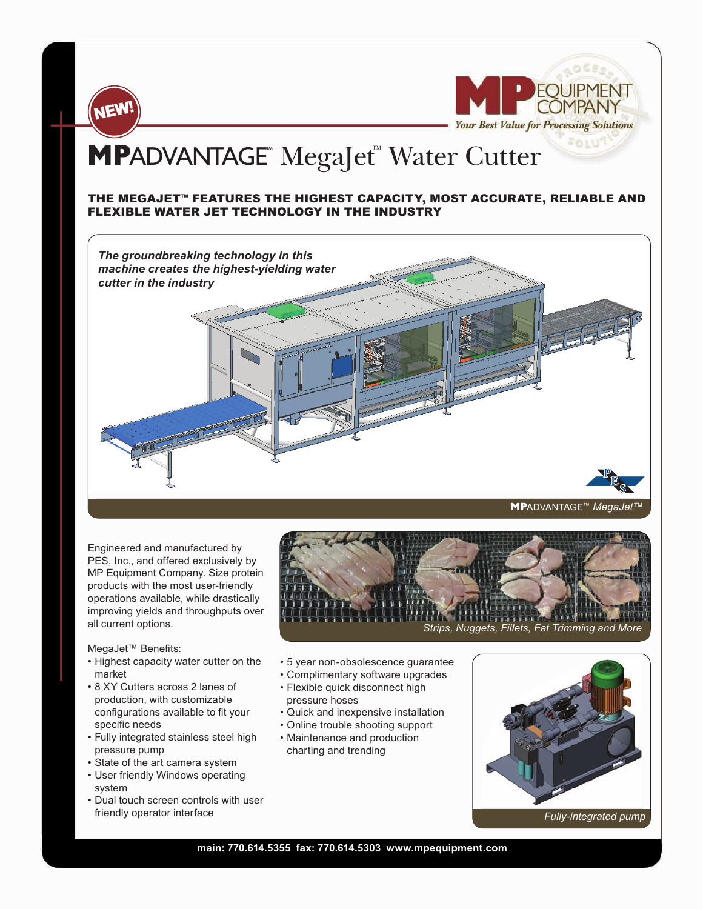NEW!

MP EQUIPMENT COMPANY
*Your Best Value for Processing Solutions*

# MPADVANTAGE™ MegaJet™ Water Cutter

## THE MEGAJET™ FEATURES THE HIGHEST CAPACITY, MOST ACCURATE, RELIABLE AND FLEXIBLE WATER JET TECHNOLOGY IN THE INDUSTRY

*The groundbreaking technology in this machine creates the highest-yielding water cutter in the industry*

**MP**ADVANTAGE™ *MegaJet™*

Engineered and manufactured by PES, Inc., and offered exclusively by MP Equipment Company. Size protein products with the most user-friendly operations available, while drastically improving yields and throughputs over all current options.

*Strips, Nuggets, Fillets, Fat Trimming and More*

MegaJet™ Benefits:

- Highest capacity water cutter on the market
- 8 XY Cutters across 2 lanes of production, with customizable configurations available to fit your specific needs
- Fully integrated stainless steel high pressure pump
- State of the art camera system
- User friendly Windows operating system
- Dual touch screen controls with user friendly operator interface
- 5 year non-obsolescence guarantee
- Complimentary software upgrades
- Flexible quick disconnect high pressure hoses
- Quick and inexpensive installation
- Online trouble shooting support
- Maintenance and production charting and trending

*Fully-integrated pump*

**main: 770.614.5355 fax: 770.614.5303 www.mpequipment.com**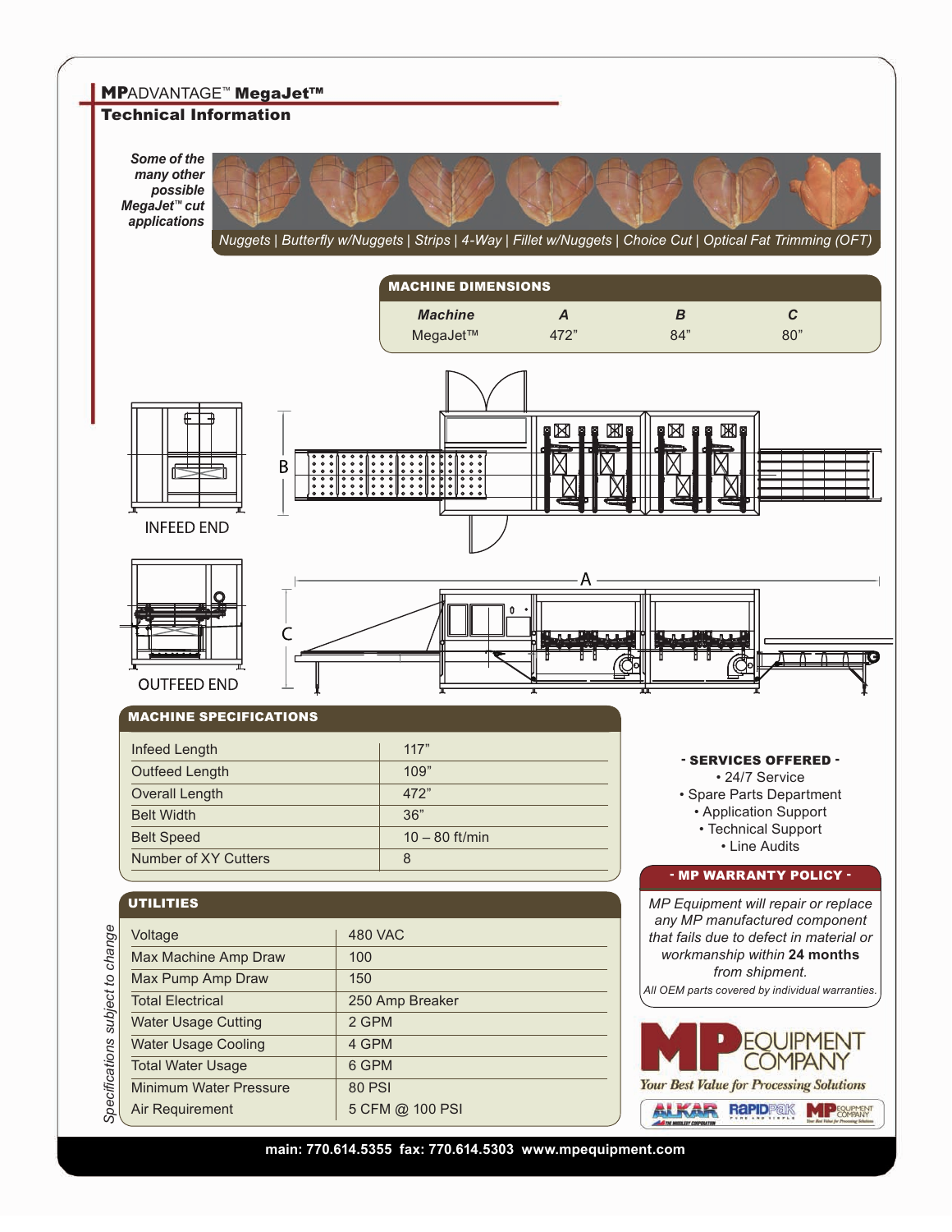# MPADVANTAGE™ MegaJet™

## Technical Information

*Some of the many other possible MegaJet™ cut applications*

*Nuggets | Butterfly w/Nuggets | Strips | 4-Way | Fillet w/Nuggets | Choice Cut | Optical Fat Trimming (OFT)*

### MACHINE DIMENSIONS

| *Machine* | *A* | *B* | *C* |
|---|---|---|---|
| MegaJet™ | 472" | 84" | 80" |

INFEED END

OUTFEED END

B

A

C

### MACHINE SPECIFICATIONS

| | |
|---|---|
| Infeed Length | 117" |
| Outfeed Length | 109" |
| Overall Length | 472" |
| Belt Width | 36" |
| Belt Speed | 10 – 80 ft/min |
| Number of XY Cutters | 8 |

### UTILITIES

| | |
|---|---|
| Voltage | 480 VAC |
| Max Machine Amp Draw | 100 |
| Max Pump Amp Draw | 150 |
| Total Electrical | 250 Amp Breaker |
| Water Usage Cutting | 2 GPM |
| Water Usage Cooling | 4 GPM |
| Total Water Usage | 6 GPM |
| Minimum Water Pressure | 80 PSI |
| Air Requirement | 5 CFM @ 100 PSI |

*Specifications subject to change*

**- SERVICES OFFERED -**

- 24/7 Service
- Spare Parts Department
- Application Support
- Technical Support
- Line Audits

**- MP WARRANTY POLICY -**

*MP Equipment will repair or replace any MP manufactured component that fails due to defect in material or workmanship within* ***24 months*** *from shipment.*

*All OEM parts covered by individual warranties.*

MP EQUIPMENT COMPANY

*Your Best Value for Processing Solutions*

ALKAR RAPIDPAK MP EQUIPMENT COMPANY

main: 770.614.5355 fax: 770.614.5303 www.mpequipment.com